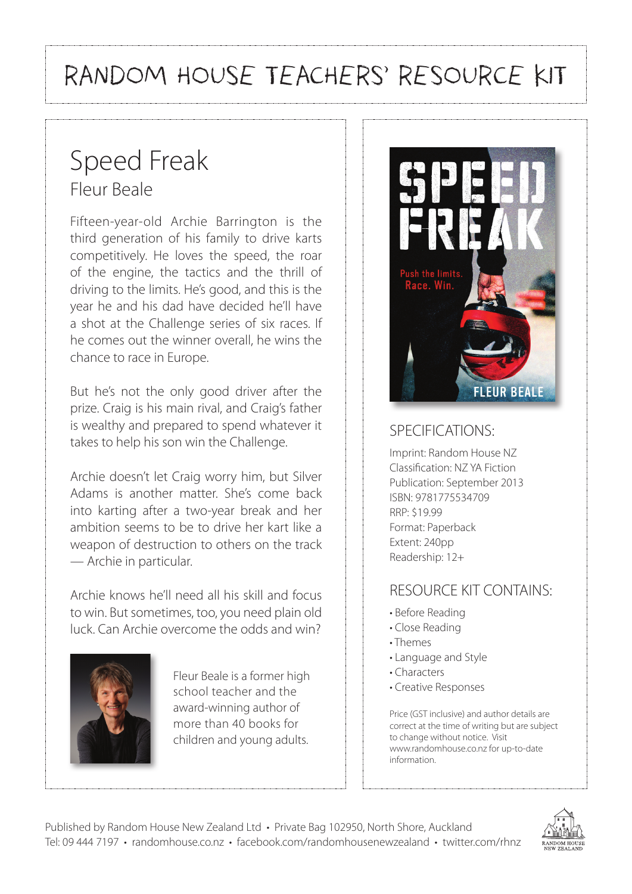# RANDOM HOUSE TEACHERS' RESOURCE KIT

## Speed Freak

### Fleur Beale

Fifteen-year-old Archie Barrington is the third generation of his family to drive karts competitively. He loves the speed, the roar of the engine, the tactics and the thrill of driving to the limits. He's good, and this is the year he and his dad have decided he'll have a shot at the Challenge series of six races. If he comes out the winner overall, he wins the chance to race in Europe.

But he's not the only good driver after the prize. Craig is his main rival, and Craig's father is wealthy and prepared to spend whatever it takes to help his son win the Challenge.

Archie doesn't let Craig worry him, but Silver Adams is another matter. She's come back into karting after a two-year break and her ambition seems to be to drive her kart like a weapon of destruction to others on the track — Archie in particular.

Archie knows he'll need all his skill and focus to win. But sometimes, too, you need plain old luck. Can Archie overcome the odds and win?

Fleur Beale is a former high school teacher and the award-winning author of more than 40 books for children and young adults.

SPEED FREAK

Push the limits. Race. Win.

FLEUR BEALE

## SPECIFICATIONS:

Imprint: Random House NZ
Classification: NZ YA Fiction
Publication: September 2013
ISBN: 9781775534709
RRP: $19.99
Format: Paperback
Extent: 240pp
Readership: 12+

## RESOURCE KIT CONTAINS:

- Before Reading
- Close Reading
- Themes
- Language and Style
- Characters
- Creative Responses

Price (GST inclusive) and author details are correct at the time of writing but are subject to change without notice. Visit www.randomhouse.co.nz for up-to-date information.

Published by Random House New Zealand Ltd • Private Bag 102950, North Shore, Auckland
Tel: 09 444 7197 • randomhouse.co.nz • facebook.com/randomhousenewzealand • twitter.com/rhnz

RANDOM HOUSE NEW ZEALAND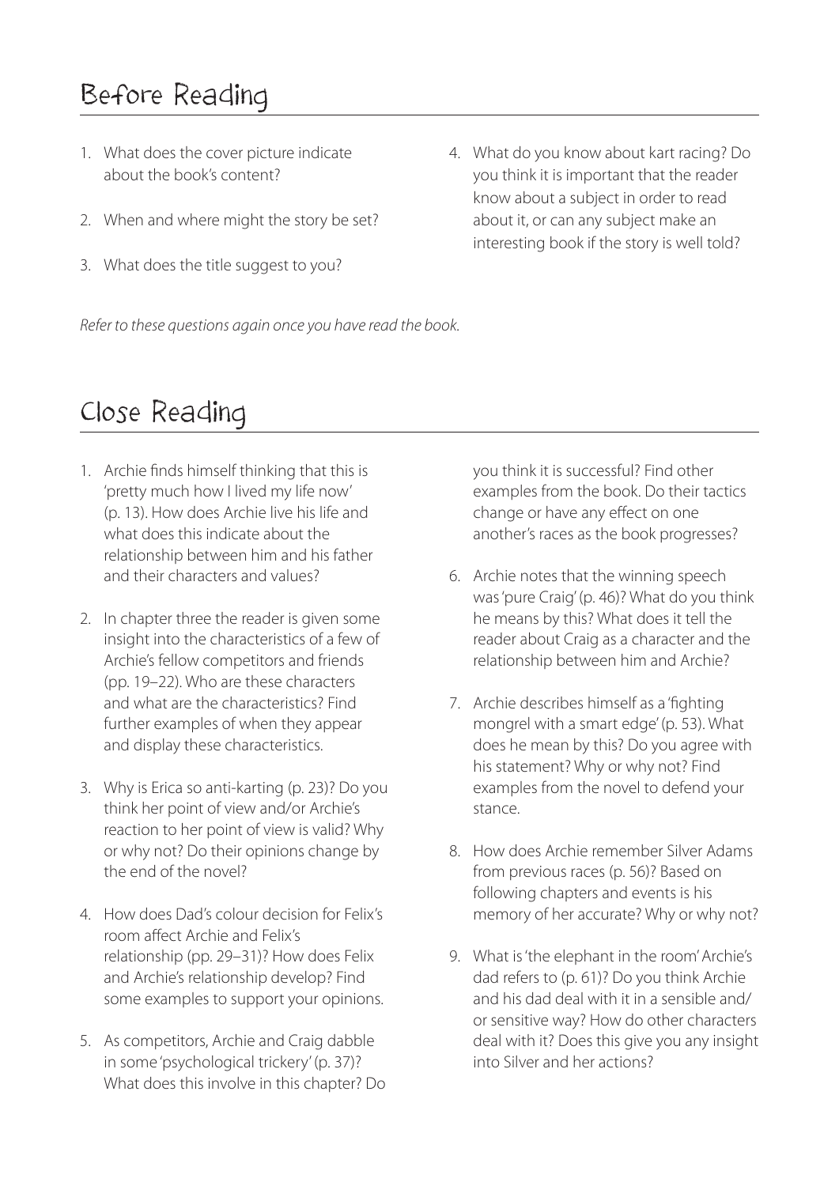## Before Reading

1. What does the cover picture indicate about the book's content?
2. When and where might the story be set?
3. What does the title suggest to you?
4. What do you know about kart racing? Do you think it is important that the reader know about a subject in order to read about it, or can any subject make an interesting book if the story is well told?

*Refer to these questions again once you have read the book.*

## Close Reading

1. Archie finds himself thinking that this is 'pretty much how I lived my life now' (p. 13). How does Archie live his life and what does this indicate about the relationship between him and his father and their characters and values?
2. In chapter three the reader is given some insight into the characteristics of a few of Archie's fellow competitors and friends (pp. 19–22). Who are these characters and what are the characteristics? Find further examples of when they appear and display these characteristics.
3. Why is Erica so anti-karting (p. 23)? Do you think her point of view and/or Archie's reaction to her point of view is valid? Why or why not? Do their opinions change by the end of the novel?
4. How does Dad's colour decision for Felix's room affect Archie and Felix's relationship (pp. 29–31)? How does Felix and Archie's relationship develop? Find some examples to support your opinions.
5. As competitors, Archie and Craig dabble in some 'psychological trickery' (p. 37)? What does this involve in this chapter? Do you think it is successful? Find other examples from the book. Do their tactics change or have any effect on one another's races as the book progresses?
6. Archie notes that the winning speech was 'pure Craig' (p. 46)? What do you think he means by this? What does it tell the reader about Craig as a character and the relationship between him and Archie?
7. Archie describes himself as a 'fighting mongrel with a smart edge' (p. 53). What does he mean by this? Do you agree with his statement? Why or why not? Find examples from the novel to defend your stance.
8. How does Archie remember Silver Adams from previous races (p. 56)? Based on following chapters and events is his memory of her accurate? Why or why not?
9. What is 'the elephant in the room' Archie's dad refers to (p. 61)? Do you think Archie and his dad deal with it in a sensible and/or sensitive way? How do other characters deal with it? Does this give you any insight into Silver and her actions?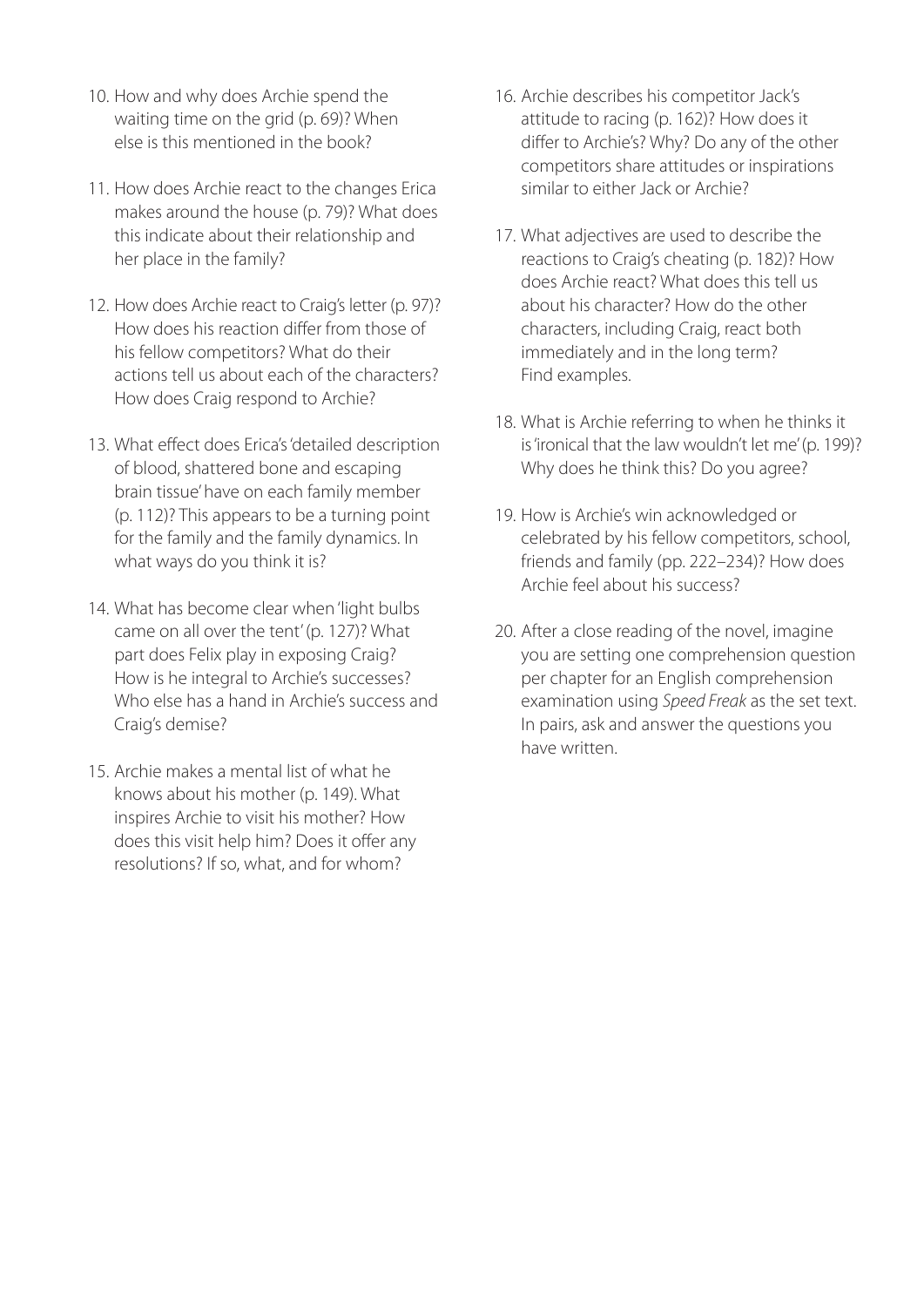10. How and why does Archie spend the waiting time on the grid (p. 69)? When else is this mentioned in the book?

11. How does Archie react to the changes Erica makes around the house (p. 79)? What does this indicate about their relationship and her place in the family?

12. How does Archie react to Craig's letter (p. 97)? How does his reaction differ from those of his fellow competitors? What do their actions tell us about each of the characters? How does Craig respond to Archie?

13. What effect does Erica's 'detailed description of blood, shattered bone and escaping brain tissue' have on each family member (p. 112)? This appears to be a turning point for the family and the family dynamics. In what ways do you think it is?

14. What has become clear when 'light bulbs came on all over the tent' (p. 127)? What part does Felix play in exposing Craig? How is he integral to Archie's successes? Who else has a hand in Archie's success and Craig's demise?

15. Archie makes a mental list of what he knows about his mother (p. 149). What inspires Archie to visit his mother? How does this visit help him? Does it offer any resolutions? If so, what, and for whom?

16. Archie describes his competitor Jack's attitude to racing (p. 162)? How does it differ to Archie's? Why? Do any of the other competitors share attitudes or inspirations similar to either Jack or Archie?

17. What adjectives are used to describe the reactions to Craig's cheating (p. 182)? How does Archie react? What does this tell us about his character? How do the other characters, including Craig, react both immediately and in the long term? Find examples.

18. What is Archie referring to when he thinks it is 'ironical that the law wouldn't let me' (p. 199)? Why does he think this? Do you agree?

19. How is Archie's win acknowledged or celebrated by his fellow competitors, school, friends and family (pp. 222–234)? How does Archie feel about his success?

20. After a close reading of the novel, imagine you are setting one comprehension question per chapter for an English comprehension examination using *Speed Freak* as the set text. In pairs, ask and answer the questions you have written.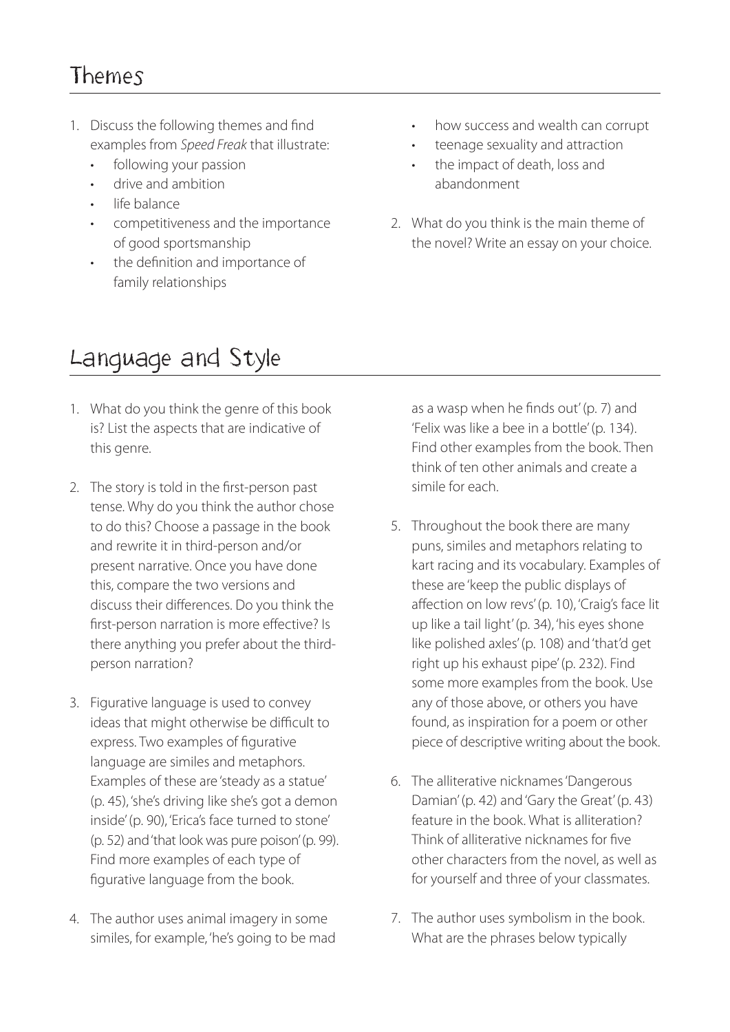## Themes

1. Discuss the following themes and find examples from *Speed Freak* that illustrate:
   - following your passion
   - drive and ambition
   - life balance
   - competitiveness and the importance of good sportsmanship
   - the definition and importance of family relationships
   - how success and wealth can corrupt
   - teenage sexuality and attraction
   - the impact of death, loss and abandonment
2. What do you think is the main theme of the novel? Write an essay on your choice.

## Language and Style

1. What do you think the genre of this book is? List the aspects that are indicative of this genre.
2. The story is told in the first-person past tense. Why do you think the author chose to do this? Choose a passage in the book and rewrite it in third-person and/or present narrative. Once you have done this, compare the two versions and discuss their differences. Do you think the first-person narration is more effective? Is there anything you prefer about the third-person narration?
3. Figurative language is used to convey ideas that might otherwise be difficult to express. Two examples of figurative language are similes and metaphors. Examples of these are 'steady as a statue' (p. 45), 'she's driving like she's got a demon inside' (p. 90), 'Erica's face turned to stone' (p. 52) and 'that look was pure poison' (p. 99). Find more examples of each type of figurative language from the book.
4. The author uses animal imagery in some similes, for example, 'he's going to be mad as a wasp when he finds out' (p. 7) and 'Felix was like a bee in a bottle' (p. 134). Find other examples from the book. Then think of ten other animals and create a simile for each.
5. Throughout the book there are many puns, similes and metaphors relating to kart racing and its vocabulary. Examples of these are 'keep the public displays of affection on low revs' (p. 10), 'Craig's face lit up like a tail light' (p. 34), 'his eyes shone like polished axles' (p. 108) and 'that'd get right up his exhaust pipe' (p. 232). Find some more examples from the book. Use any of those above, or others you have found, as inspiration for a poem or other piece of descriptive writing about the book.
6. The alliterative nicknames 'Dangerous Damian' (p. 42) and 'Gary the Great' (p. 43) feature in the book. What is alliteration? Think of alliterative nicknames for five other characters from the novel, as well as for yourself and three of your classmates.
7. The author uses symbolism in the book. What are the phrases below typically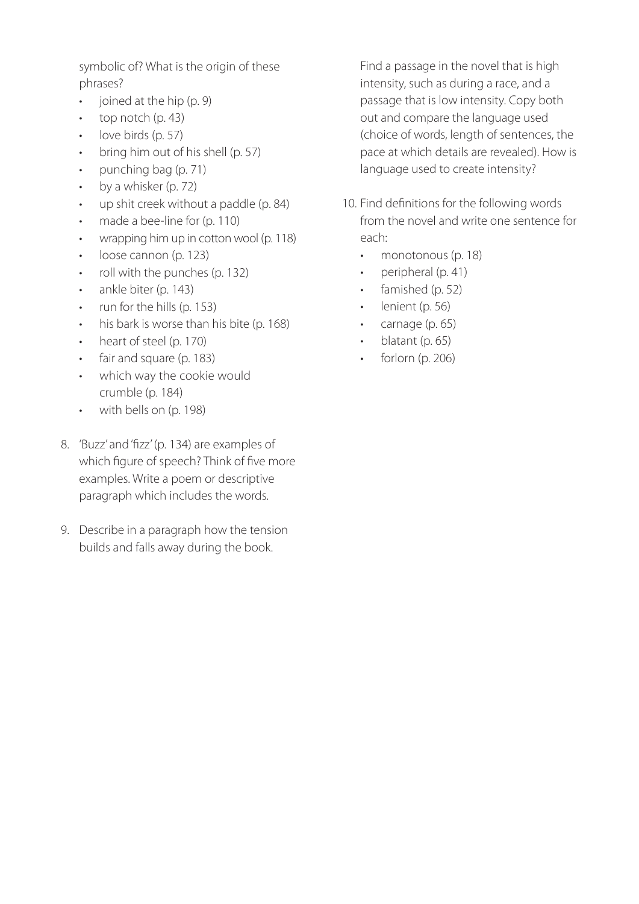symbolic of? What is the origin of these phrases?

- joined at the hip (p. 9)
- top notch (p. 43)
- love birds (p. 57)
- bring him out of his shell (p. 57)
- punching bag (p. 71)
- by a whisker (p. 72)
- up shit creek without a paddle (p. 84)
- made a bee-line for (p. 110)
- wrapping him up in cotton wool (p. 118)
- loose cannon (p. 123)
- roll with the punches (p. 132)
- ankle biter (p. 143)
- run for the hills (p. 153)
- his bark is worse than his bite (p. 168)
- heart of steel (p. 170)
- fair and square (p. 183)
- which way the cookie would crumble (p. 184)
- with bells on (p. 198)

8. 'Buzz' and 'fizz' (p. 134) are examples of which figure of speech? Think of five more examples. Write a poem or descriptive paragraph which includes the words.

9. Describe in a paragraph how the tension builds and falls away during the book.

   Find a passage in the novel that is high intensity, such as during a race, and a passage that is low intensity. Copy both out and compare the language used (choice of words, length of sentences, the pace at which details are revealed). How is language used to create intensity?

10. Find definitions for the following words from the novel and write one sentence for each:
    - monotonous (p. 18)
    - peripheral (p. 41)
    - famished (p. 52)
    - lenient (p. 56)
    - carnage (p. 65)
    - blatant (p. 65)
    - forlorn (p. 206)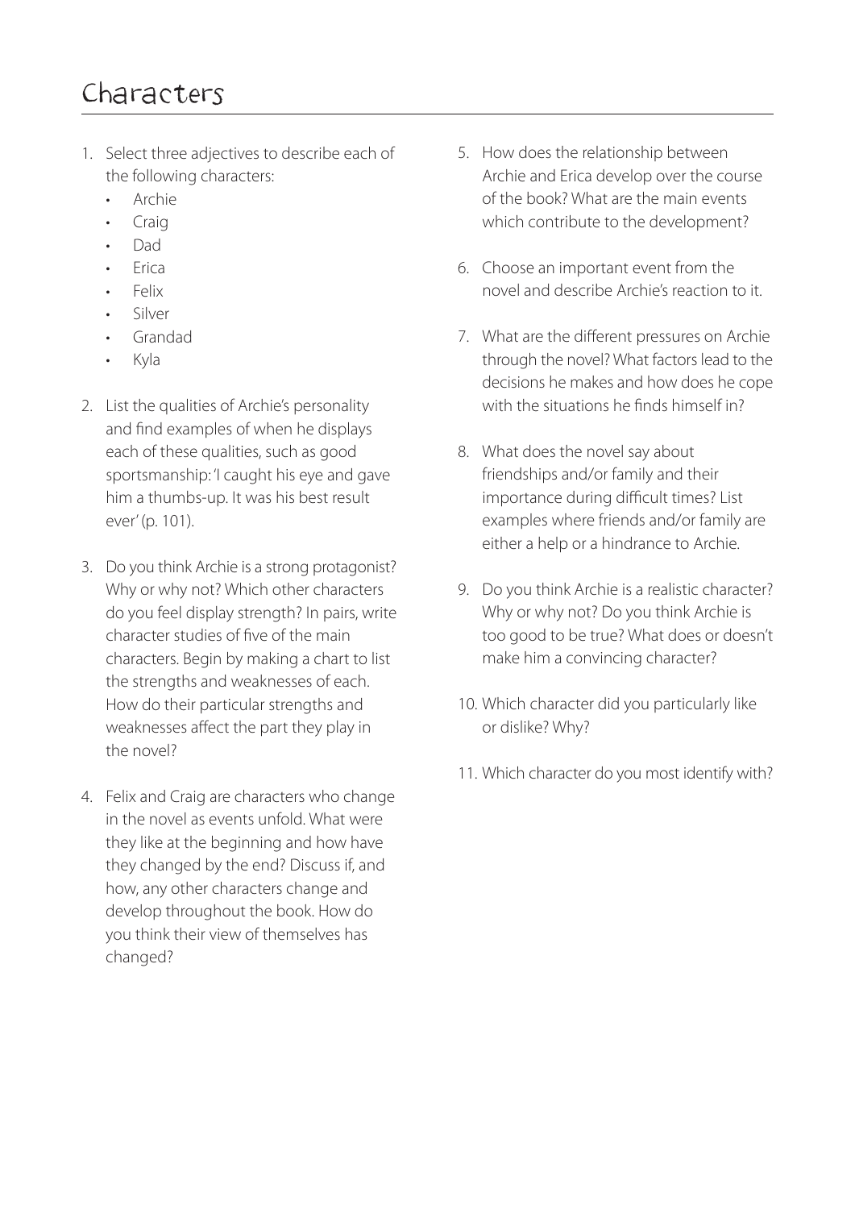# Characters

1. Select three adjectives to describe each of the following characters:
   - Archie
   - Craig
   - Dad
   - Erica
   - Felix
   - Silver
   - Grandad
   - Kyla

2. List the qualities of Archie's personality and find examples of when he displays each of these qualities, such as good sportsmanship: 'I caught his eye and gave him a thumbs-up. It was his best result ever' (p. 101).

3. Do you think Archie is a strong protagonist? Why or why not? Which other characters do you feel display strength? In pairs, write character studies of five of the main characters. Begin by making a chart to list the strengths and weaknesses of each. How do their particular strengths and weaknesses affect the part they play in the novel?

4. Felix and Craig are characters who change in the novel as events unfold. What were they like at the beginning and how have they changed by the end? Discuss if, and how, any other characters change and develop throughout the book. How do you think their view of themselves has changed?

5. How does the relationship between Archie and Erica develop over the course of the book? What are the main events which contribute to the development?

6. Choose an important event from the novel and describe Archie's reaction to it.

7. What are the different pressures on Archie through the novel? What factors lead to the decisions he makes and how does he cope with the situations he finds himself in?

8. What does the novel say about friendships and/or family and their importance during difficult times? List examples where friends and/or family are either a help or a hindrance to Archie.

9. Do you think Archie is a realistic character? Why or why not? Do you think Archie is too good to be true? What does or doesn't make him a convincing character?

10. Which character did you particularly like or dislike? Why?

11. Which character do you most identify with?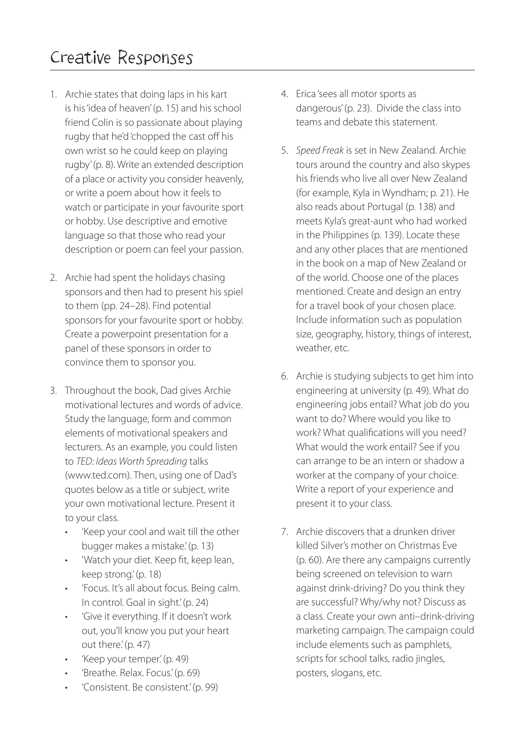# Creative Responses

1. Archie states that doing laps in his kart is his 'idea of heaven' (p. 15) and his school friend Colin is so passionate about playing rugby that he'd 'chopped the cast off his own wrist so he could keep on playing rugby' (p. 8). Write an extended description of a place or activity you consider heavenly, or write a poem about how it feels to watch or participate in your favourite sport or hobby. Use descriptive and emotive language so that those who read your description or poem can feel your passion.

2. Archie had spent the holidays chasing sponsors and then had to present his spiel to them (pp. 24–28). Find potential sponsors for your favourite sport or hobby. Create a powerpoint presentation for a panel of these sponsors in order to convince them to sponsor you.

3. Throughout the book, Dad gives Archie motivational lectures and words of advice. Study the language, form and common elements of motivational speakers and lecturers. As an example, you could listen to *TED: Ideas Worth Spreading* talks (www.ted.com). Then, using one of Dad's quotes below as a title or subject, write your own motivational lecture. Present it to your class.
   - 'Keep your cool and wait till the other bugger makes a mistake.' (p. 13)
   - 'Watch your diet. Keep fit, keep lean, keep strong.' (p. 18)
   - 'Focus. It's all about focus. Being calm. In control. Goal in sight.' (p. 24)
   - 'Give it everything. If it doesn't work out, you'll know you put your heart out there.' (p. 47)
   - 'Keep your temper.' (p. 49)
   - 'Breathe. Relax. Focus.' (p. 69)
   - 'Consistent. Be consistent.' (p. 99)

4. Erica 'sees all motor sports as dangerous' (p. 23). Divide the class into teams and debate this statement.

5. *Speed Freak* is set in New Zealand. Archie tours around the country and also skypes his friends who live all over New Zealand (for example, Kyla in Wyndham; p. 21). He also reads about Portugal (p. 138) and meets Kyla's great-aunt who had worked in the Philippines (p. 139). Locate these and any other places that are mentioned in the book on a map of New Zealand or of the world. Choose one of the places mentioned. Create and design an entry for a travel book of your chosen place. Include information such as population size, geography, history, things of interest, weather, etc.

6. Archie is studying subjects to get him into engineering at university (p. 49). What do engineering jobs entail? What job do you want to do? Where would you like to work? What qualifications will you need? What would the work entail? See if you can arrange to be an intern or shadow a worker at the company of your choice. Write a report of your experience and present it to your class.

7. Archie discovers that a drunken driver killed Silver's mother on Christmas Eve (p. 60). Are there any campaigns currently being screened on television to warn against drink-driving? Do you think they are successful? Why/why not? Discuss as a class. Create your own anti–drink-driving marketing campaign. The campaign could include elements such as pamphlets, scripts for school talks, radio jingles, posters, slogans, etc.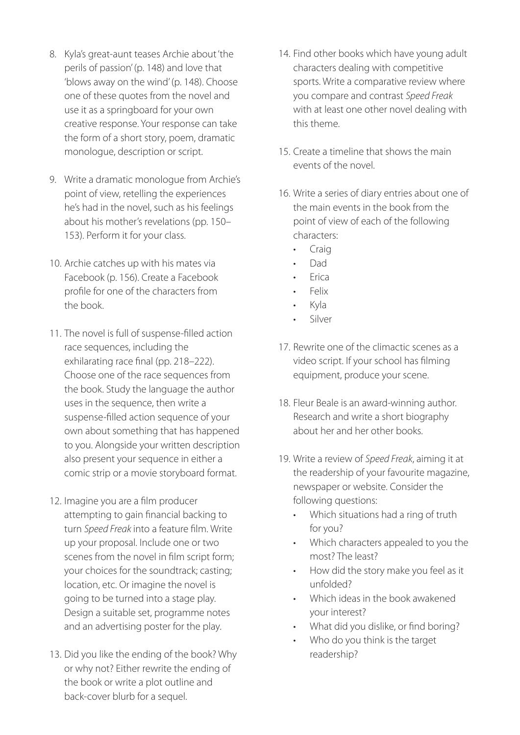8. Kyla's great-aunt teases Archie about 'the perils of passion' (p. 148) and love that 'blows away on the wind' (p. 148). Choose one of these quotes from the novel and use it as a springboard for your own creative response. Your response can take the form of a short story, poem, dramatic monologue, description or script.

9. Write a dramatic monologue from Archie's point of view, retelling the experiences he's had in the novel, such as his feelings about his mother's revelations (pp. 150–153). Perform it for your class.

10. Archie catches up with his mates via Facebook (p. 156). Create a Facebook profile for one of the characters from the book.

11. The novel is full of suspense-filled action race sequences, including the exhilarating race final (pp. 218–222). Choose one of the race sequences from the book. Study the language the author uses in the sequence, then write a suspense-filled action sequence of your own about something that has happened to you. Alongside your written description also present your sequence in either a comic strip or a movie storyboard format.

12. Imagine you are a film producer attempting to gain financial backing to turn *Speed Freak* into a feature film. Write up your proposal. Include one or two scenes from the novel in film script form; your choices for the soundtrack; casting; location, etc. Or imagine the novel is going to be turned into a stage play. Design a suitable set, programme notes and an advertising poster for the play.

13. Did you like the ending of the book? Why or why not? Either rewrite the ending of the book or write a plot outline and back-cover blurb for a sequel.

14. Find other books which have young adult characters dealing with competitive sports. Write a comparative review where you compare and contrast *Speed Freak* with at least one other novel dealing with this theme.

15. Create a timeline that shows the main events of the novel.

16. Write a series of diary entries about one of the main events in the book from the point of view of each of the following characters:
    - Craig
    - Dad
    - Erica
    - Felix
    - Kyla
    - Silver

17. Rewrite one of the climactic scenes as a video script. If your school has filming equipment, produce your scene.

18. Fleur Beale is an award-winning author. Research and write a short biography about her and her other books.

19. Write a review of *Speed Freak*, aiming it at the readership of your favourite magazine, newspaper or website. Consider the following questions:
    - Which situations had a ring of truth for you?
    - Which characters appealed to you the most? The least?
    - How did the story make you feel as it unfolded?
    - Which ideas in the book awakened your interest?
    - What did you dislike, or find boring?
    - Who do you think is the target readership?